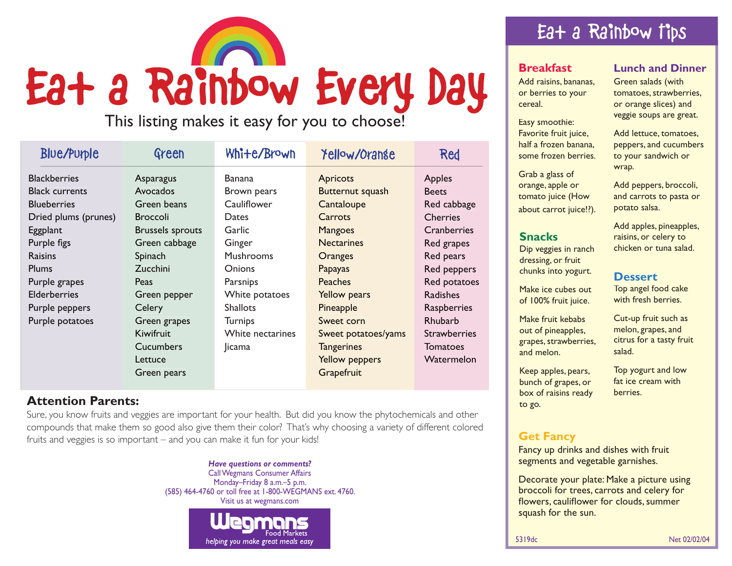# Eat a Rainbow Every Day

This listing makes it easy for you to choose!

| Blue/Purple | Green | White/Brown | Yellow/Orange | Red |
|---|---|---|---|---|
| Blackberries | Asparagus | Banana | Apricots | Apples |
| Black currents | Avocados | Brown pears | Butternut squash | Beets |
| Blueberries | Green beans | Cauliflower | Cantaloupe | Red cabbage |
| Dried plums (prunes) | Broccoli | Dates | Carrots | Cherries |
| Eggplant | Brussels sprouts | Garlic | Mangoes | Cranberries |
| Purple figs | Green cabbage | Ginger | Nectarines | Red grapes |
| Raisins | Spinach | Mushrooms | Oranges | Red pears |
| Plums | Zucchini | Onions | Papayas | Red peppers |
| Purple grapes | Peas | Parsnips | Peaches | Red potatoes |
| Elderberries | Green pepper | White potatoes | Yellow pears | Radishes |
| Purple peppers | Celery | Shallots | Pineapple | Raspberries |
| Purple potatoes | Green grapes | Turnips | Sweet corn | Rhubarb |
| | Kiwifruit | White nectarines | Sweet potatoes/yams | Strawberries |
| | Cucumbers | Jicama | Tangerines | Tomatoes |
| | Lettuce | | Yellow peppers | Watermelon |
| | Green pears | | Grapefruit | |

## Attention Parents:

Sure, you know fruits and veggies are important for your health. But did you know the phytochemicals and other compounds that make them so good also give them their color? That's why choosing a variety of different colored fruits and veggies is so important – and you can make it fun for your kids!

***Have questions or comments?***
Call Wegmans Consumer Affairs
Monday–Friday 8 a.m.–5 p.m.
(585) 464-4760 or toll free at 1-800-WEGMANS ext. 4760.
Visit us at wegmans.com

**Wegmans** Food Markets
*helping you make great meals easy*

## Eat a Rainbow Tips

### Breakfast

Add raisins, bananas, or berries to your cereal.

Easy smoothie: Favorite fruit juice, half a frozen banana, some frozen berries.

Grab a glass of orange, apple or tomato juice (How about carrot juice!?).

### Snacks

Dip veggies in ranch dressing, or fruit chunks into yogurt.

Make ice cubes out of 100% fruit juice.

Make fruit kebabs out of pineapples, grapes, strawberries, and melon.

Keep apples, pears, bunch of grapes, or box of raisins ready to go.

### Lunch and Dinner

Green salads (with tomatoes, strawberries, or orange slices) and veggie soups are great.

Add lettuce, tomatoes, peppers, and cucumbers to your sandwich or wrap.

Add peppers, broccoli, and carrots to pasta or potato salsa.

Add apples, pineapples, raisins, or celery to chicken or tuna salad.

### Dessert

Top angel food cake with fresh berries.

Cut-up fruit such as melon, grapes, and citrus for a tasty fruit salad.

Top yogurt and low fat ice cream with berries.

### Get Fancy

Fancy up drinks and dishes with fruit segments and vegetable garnishes.

Decorate your plate: Make a picture using broccoli for trees, carrots and celery for flowers, cauliflower for clouds, summer squash for the sun.

5319dc Net 02/02/04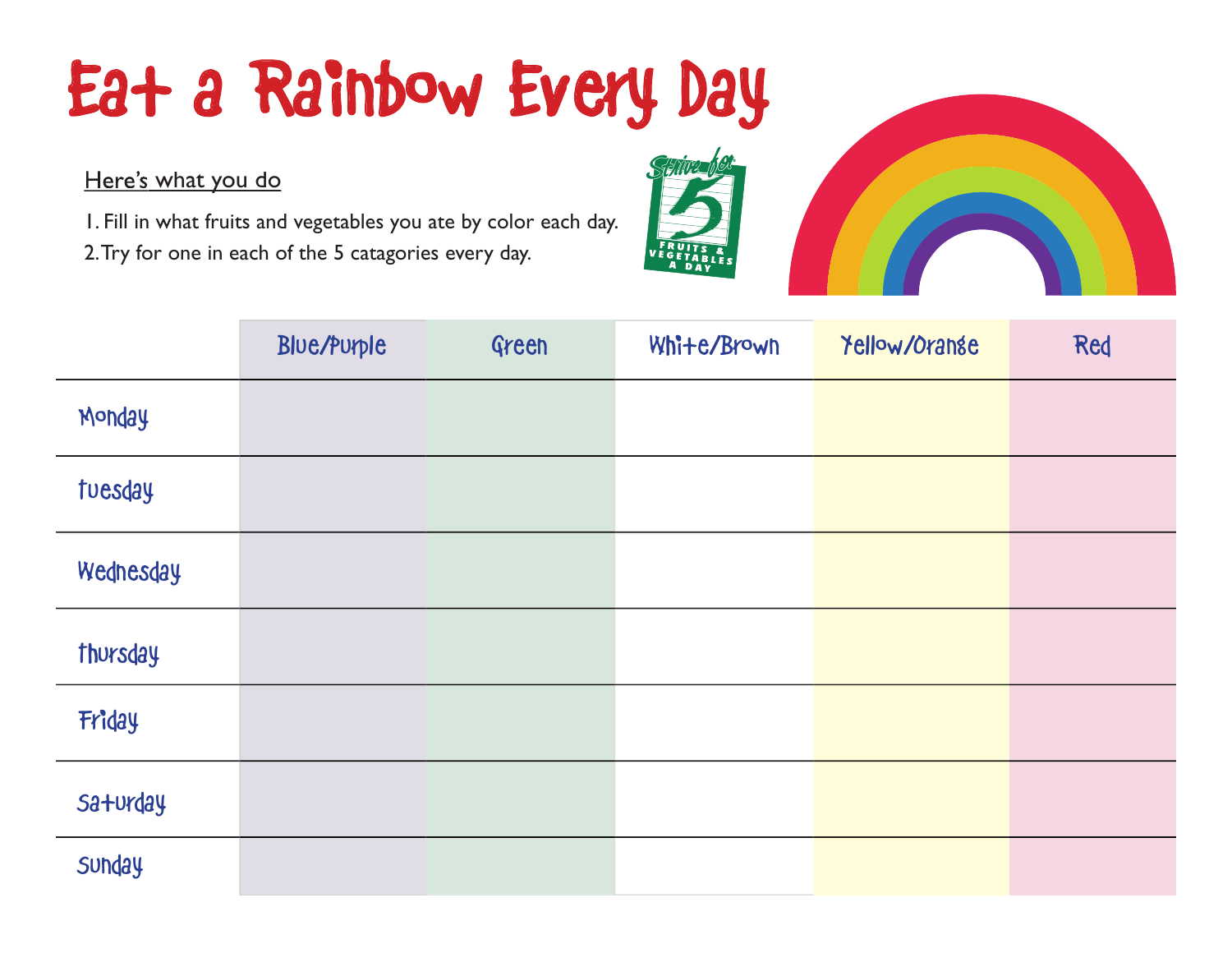# Eat a Rainbow Every Day

Here's what you do

1. Fill in what fruits and vegetables you ate by color each day.
2. Try for one in each of the 5 catagories every day.

Strive for 5 FRUITS & VEGETABLES A DAY

| | Blue/Purple | Green | White/Brown | Yellow/Orange | Red |
|---|---|---|---|---|---|
| Monday | | | | | |
| Tuesday | | | | | |
| Wednesday | | | | | |
| Thursday | | | | | |
| Friday | | | | | |
| Saturday | | | | | |
| Sunday | | | | | |